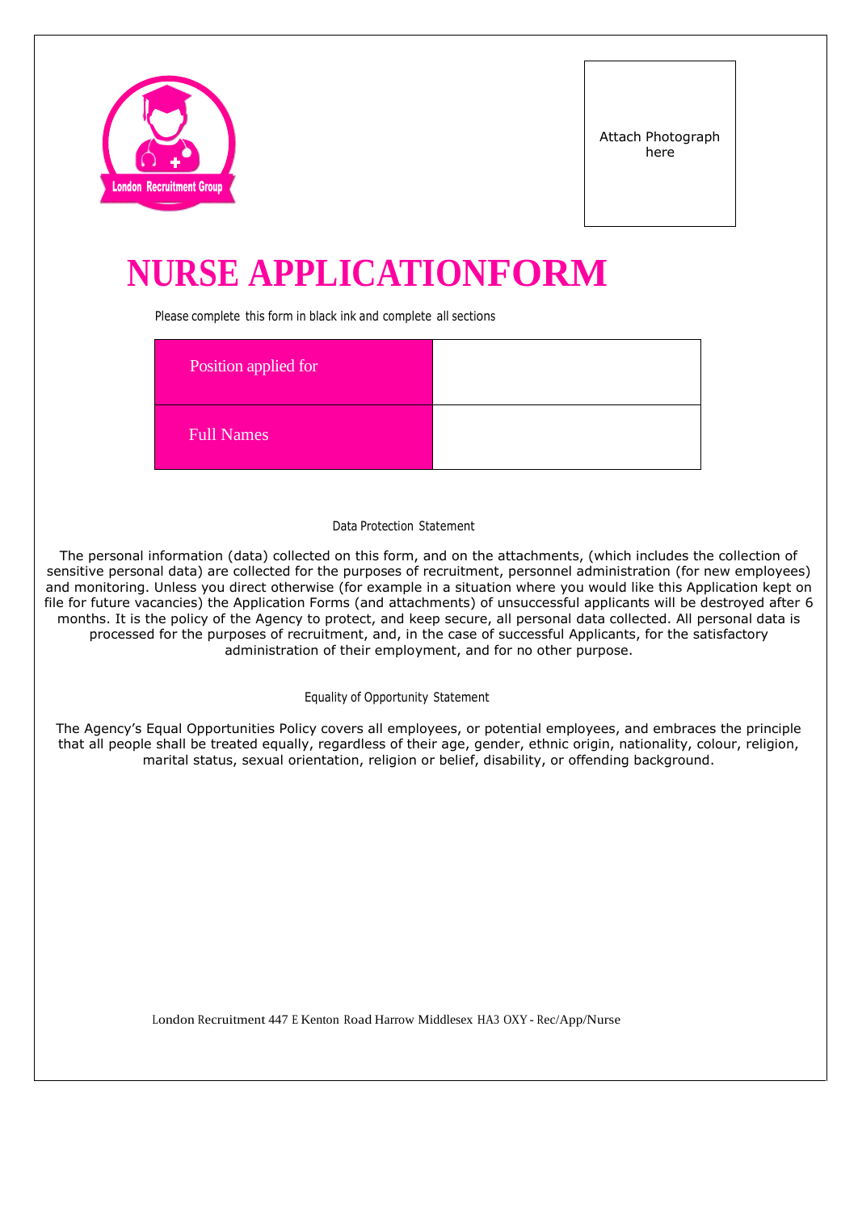Attach Photograph here

# NURSE APPLICATIONFORM

Please complete this form in black ink and complete all sections

| Position applied for | |
|---|---|
| Full Names | |

### Data Protection Statement

The personal information (data) collected on this form, and on the attachments, (which includes the collection of sensitive personal data) are collected for the purposes of recruitment, personnel administration (for new employees) and monitoring. Unless you direct otherwise (for example in a situation where you would like this Application kept on file for future vacancies) the Application Forms (and attachments) of unsuccessful applicants will be destroyed after 6 months. It is the policy of the Agency to protect, and keep secure, all personal data collected. All personal data is processed for the purposes of recruitment, and, in the case of successful Applicants, for the satisfactory administration of their employment, and for no other purpose.

### Equality of Opportunity Statement

The Agency's Equal Opportunities Policy covers all employees, or potential employees, and embraces the principle that all people shall be treated equally, regardless of their age, gender, ethnic origin, nationality, colour, religion, marital status, sexual orientation, religion or belief, disability, or offending background.

London Recruitment 447 E Kenton Road Harrow Middlesex HA3 OXY - Rec/App/Nurse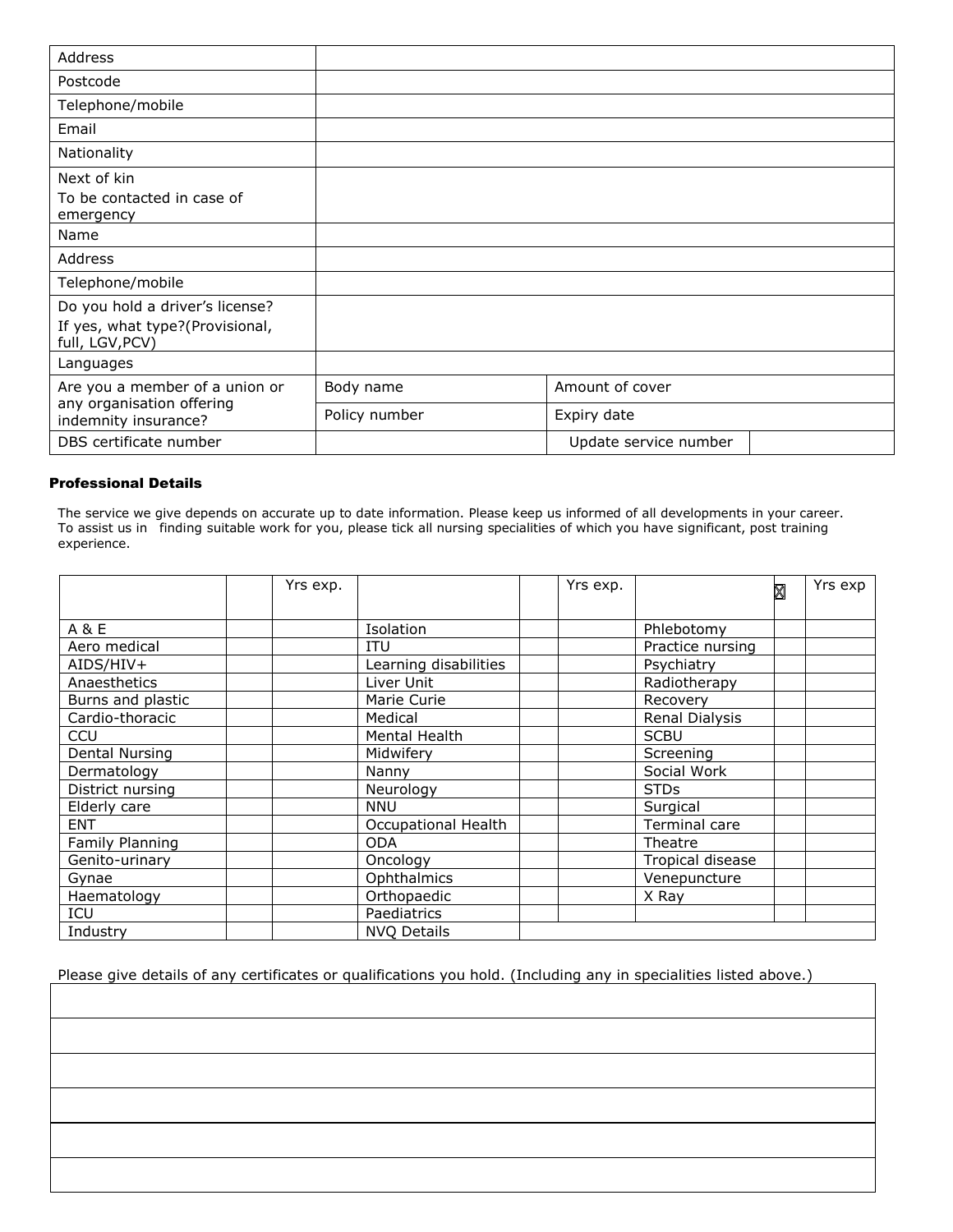| Address | | | |
|---|---|---|---|
| Postcode | | | |
| Telephone/mobile | | | |
| Email | | | |
| Nationality | | | |
| Next of kin<br>To be contacted in case of emergency | | | |
| Name | | | |
| Address | | | |
| Telephone/mobile | | | |
| Do you hold a driver's license?<br>If yes, what type?(Provisional, full, LGV,PCV) | | | |
| Languages | | | |
| Are you a member of a union or any organisation offering indemnity insurance? | Body name | Amount of cover | |
| | Policy number | Expiry date | |
| DBS certificate number | | Update service number | |

#### Professional Details

The service we give depends on accurate up to date information. Please keep us informed of all developments in your career. To assist us in finding suitable work for you, please tick all nursing specialities of which you have significant, post training experience.

| | | Yrs exp. | | | Yrs exp. | | ☒ | Yrs exp |
|---|---|---|---|---|---|---|---|---|
| A & E | | | Isolation | | | Phlebotomy | | |
| Aero medical | | | ITU | | | Practice nursing | | |
| AIDS/HIV+ | | | Learning disabilities | | | Psychiatry | | |
| Anaesthetics | | | Liver Unit | | | Radiotherapy | | |
| Burns and plastic | | | Marie Curie | | | Recovery | | |
| Cardio-thoracic | | | Medical | | | Renal Dialysis | | |
| CCU | | | Mental Health | | | SCBU | | |
| Dental Nursing | | | Midwifery | | | Screening | | |
| Dermatology | | | Nanny | | | Social Work | | |
| District nursing | | | Neurology | | | STDs | | |
| Elderly care | | | NNU | | | Surgical | | |
| ENT | | | Occupational Health | | | Terminal care | | |
| Family Planning | | | ODA | | | Theatre | | |
| Genito-urinary | | | Oncology | | | Tropical disease | | |
| Gynae | | | Ophthalmics | | | Venepuncture | | |
| Haematology | | | Orthopaedic | | | X Ray | | |
| ICU | | | Paediatrics | | | | | |
| Industry | | | NVQ Details | | | | | |

Please give details of any certificates or qualifications you hold. (Including any in specialities listed above.)

| |
|---|
| |
| |
| |
| |
| |
| |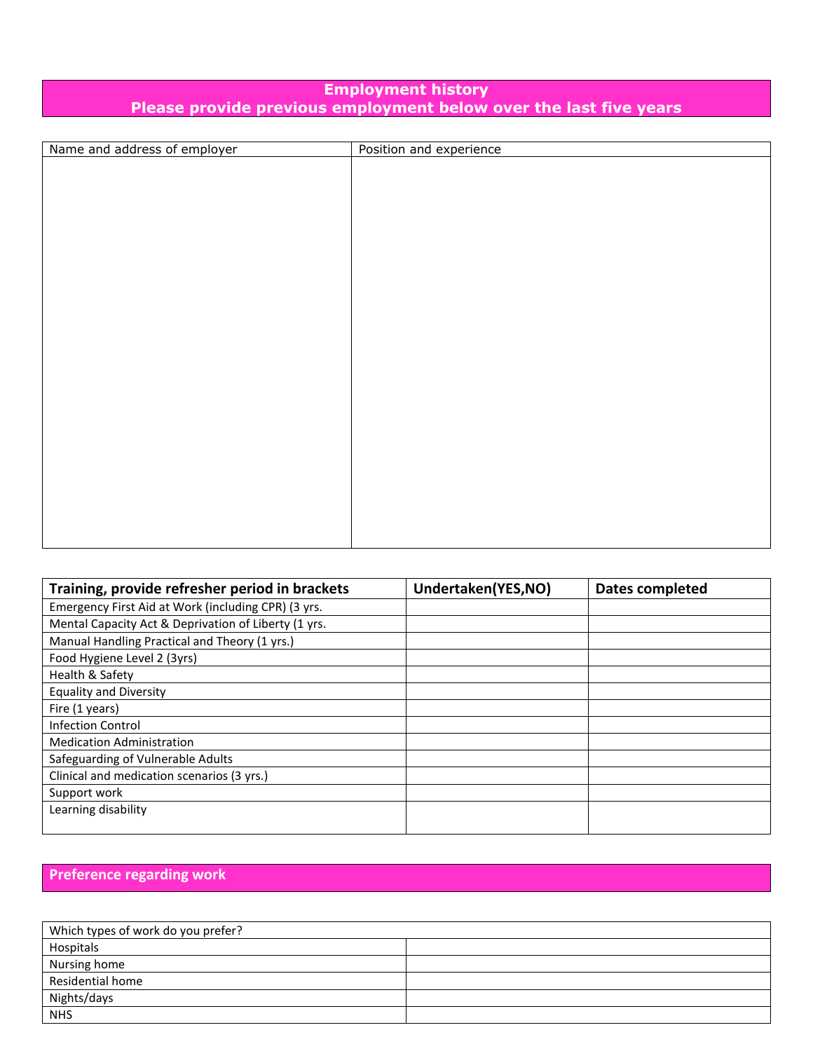## Employment history
## Please provide previous employment below over the last five years

| Name and address of employer | Position and experience |
|---|---|
| | |

| Training, provide refresher period in brackets | Undertaken(YES,NO) | Dates completed |
|---|---|---|
| Emergency First Aid at Work (including CPR) (3 yrs. | | |
| Mental Capacity Act & Deprivation of Liberty (1 yrs. | | |
| Manual Handling Practical and Theory (1 yrs.) | | |
| Food Hygiene Level 2 (3yrs) | | |
| Health & Safety | | |
| Equality and Diversity | | |
| Fire (1 years) | | |
| Infection Control | | |
| Medication Administration | | |
| Safeguarding of Vulnerable Adults | | |
| Clinical and medication scenarios (3 yrs.) | | |
| Support work | | |
| Learning disability | | |

## Preference regarding work

| Which types of work do you prefer? | |
|---|---|
| Hospitals | |
| Nursing home | |
| Residential home | |
| Nights/days | |
| NHS | |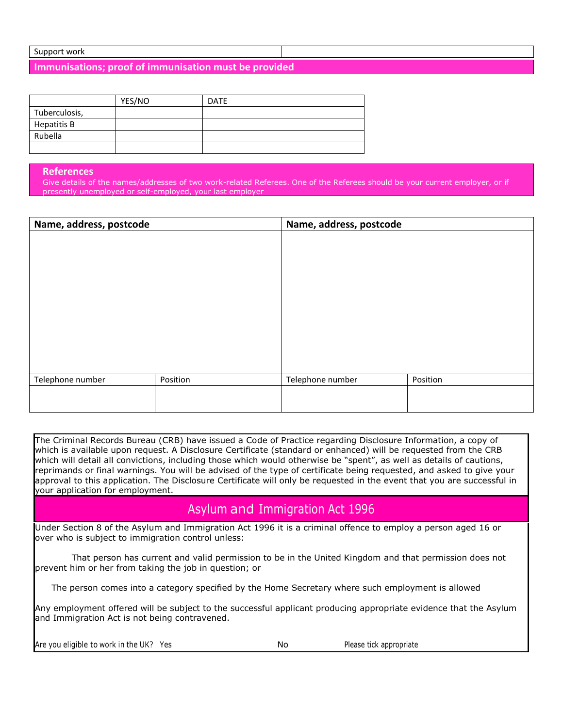| Support work | |
|---|---|

## Immunisations; proof of immunisation must be provided

| | YES/NO | DATE |
|---|---|---|
| Tuberculosis, | | |
| Hepatitis B | | |
| Rubella | | |
| | | |

## References

Give details of the names/addresses of two work-related Referees. One of the Referees should be your current employer, or if presently unemployed or self-employed, your last employer

| Name, address, postcode | | Name, address, postcode | |
|---|---|---|---|
| | | | |
| Telephone number | Position | Telephone number | Position |
| | | | |

The Criminal Records Bureau (CRB) have issued a Code of Practice regarding Disclosure Information, a copy of which is available upon request. A Disclosure Certificate (standard or enhanced) will be requested from the CRB which will detail all convictions, including those which would otherwise be “spent”, as well as details of cautions, reprimands or final warnings. You will be advised of the type of certificate being requested, and asked to give your approval to this application. The Disclosure Certificate will only be requested in the event that you are successful in your application for employment.

## Asylum and Immigration Act 1996

Under Section 8 of the Asylum and Immigration Act 1996 it is a criminal offence to employ a person aged 16 or over who is subject to immigration control unless:

That person has current and valid permission to be in the United Kingdom and that permission does not prevent him or her from taking the job in question; or

The person comes into a category specified by the Home Secretary where such employment is allowed

Any employment offered will be subject to the successful applicant producing appropriate evidence that the Asylum and Immigration Act is not being contravened.

Are you eligible to work in the UK? Yes No Please tick appropriate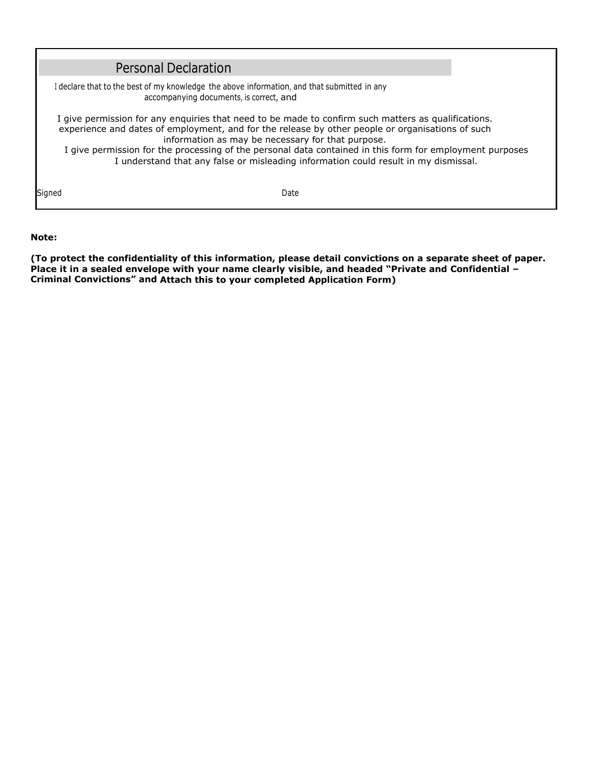## Personal Declaration

I declare that to the best of my knowledge the above information, and that submitted in any accompanying documents, is correct, and

I give permission for any enquiries that need to be made to confirm such matters as qualifications. experience and dates of employment, and for the release by other people or organisations of such information as may be necessary for that purpose.

I give permission for the processing of the personal data contained in this form for employment purposes

I understand that any false or misleading information could result in my dismissal.

Signed Date

**Note:**

**(To protect the confidentiality of this information, please detail convictions on a separate sheet of paper. Place it in a sealed envelope with your name clearly visible, and headed "Private and Confidential – Criminal Convictions" and Attach this to your completed Application Form)**